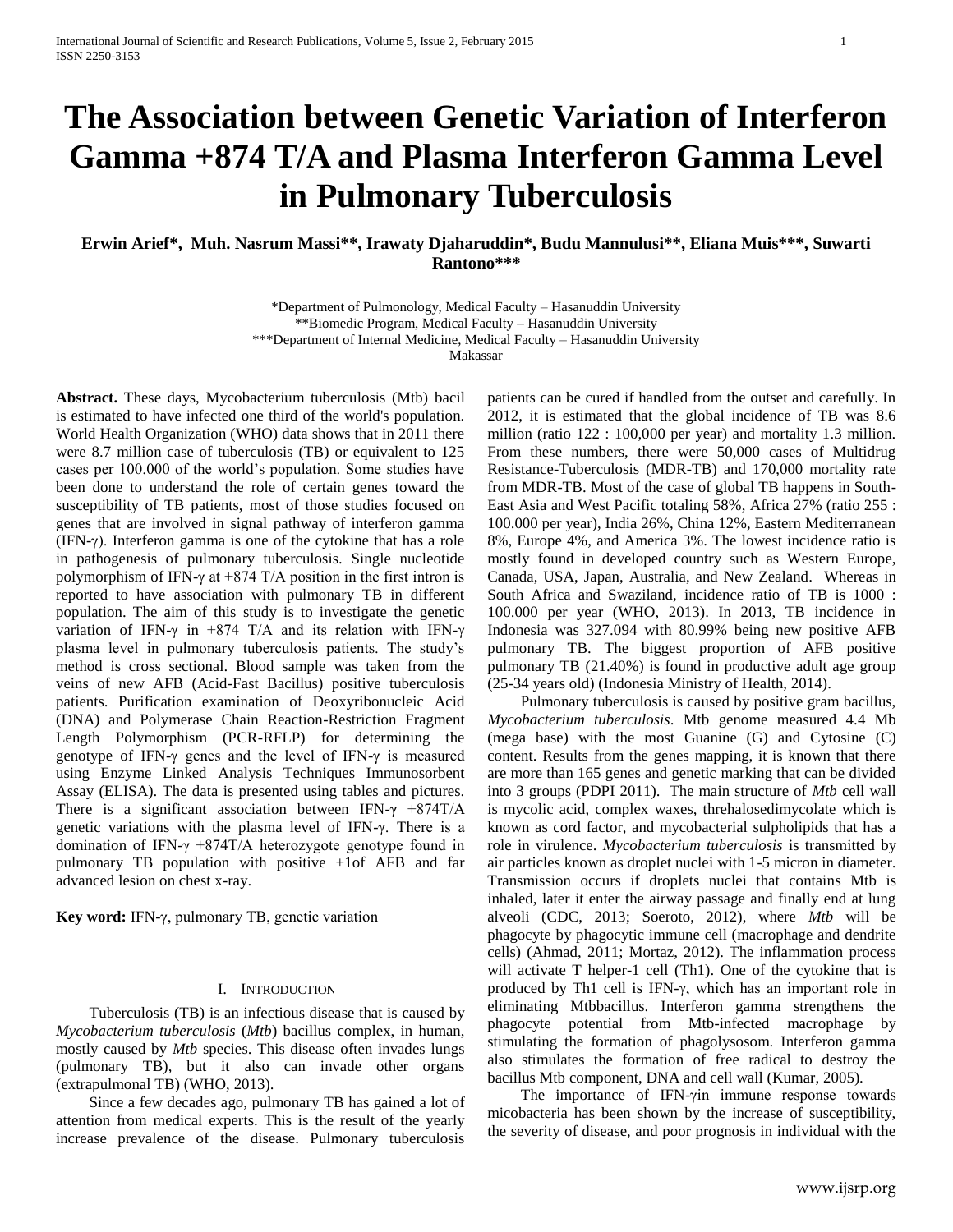# The Association between Genetic Variation of Interferon Gamma +874 T/A and Plasma Interferon Gamma Level in Pulmonary Tuberculosis

**Erwin Arief\*, Muh. Nasrum Massi\*\*, Irawaty Djaharuddin\*, Budu Mannulusi\*\*, Eliana Muis\*\*\*, Suwarti Rantono\*\*\***

\*Department of Pulmonology, Medical Faculty – Hasanuddin University
\*\*Biomedic Program, Medical Faculty – Hasanuddin University
\*\*\*Department of Internal Medicine, Medical Faculty – Hasanuddin University
Makassar

**Abstract.** These days, Mycobacterium tuberculosis (Mtb) bacil is estimated to have infected one third of the world's population. World Health Organization (WHO) data shows that in 2011 there were 8.7 million case of tuberculosis (TB) or equivalent to 125 cases per 100.000 of the world's population. Some studies have been done to understand the role of certain genes toward the susceptibility of TB patients, most of those studies focused on genes that are involved in signal pathway of interferon gamma (IFN-γ). Interferon gamma is one of the cytokine that has a role in pathogenesis of pulmonary tuberculosis. Single nucleotide polymorphism of IFN-γ at +874 T/A position in the first intron is reported to have association with pulmonary TB in different population. The aim of this study is to investigate the genetic variation of IFN-γ in +874 T/A and its relation with IFN-γ plasma level in pulmonary tuberculosis patients. The study's method is cross sectional. Blood sample was taken from the veins of new AFB (Acid-Fast Bacillus) positive tuberculosis patients. Purification examination of Deoxyribonucleic Acid (DNA) and Polymerase Chain Reaction-Restriction Fragment Length Polymorphism (PCR-RFLP) for determining the genotype of IFN-γ genes and the level of IFN-γ is measured using Enzyme Linked Analysis Techniques Immunosorbent Assay (ELISA). The data is presented using tables and pictures. There is a significant association between IFN-γ +874T/A genetic variations with the plasma level of IFN-γ. There is a domination of IFN-γ +874T/A heterozygote genotype found in pulmonary TB population with positive +1of AFB and far advanced lesion on chest x-ray.

**Key word:** IFN-γ, pulmonary TB, genetic variation

## I. Introduction

Tuberculosis (TB) is an infectious disease that is caused by *Mycobacterium tuberculosis* (*Mtb*) bacillus complex, in human, mostly caused by *Mtb* species. This disease often invades lungs (pulmonary TB), but it also can invade other organs (extrapulmonal TB) (WHO, 2013).

Since a few decades ago, pulmonary TB has gained a lot of attention from medical experts. This is the result of the yearly increase prevalence of the disease. Pulmonary tuberculosis patients can be cured if handled from the outset and carefully. In 2012, it is estimated that the global incidence of TB was 8.6 million (ratio 122 : 100,000 per year) and mortality 1.3 million. From these numbers, there were 50,000 cases of Multidrug Resistance-Tuberculosis (MDR-TB) and 170,000 mortality rate from MDR-TB. Most of the case of global TB happens in South-East Asia and West Pacific totaling 58%, Africa 27% (ratio 255 : 100.000 per year), India 26%, China 12%, Eastern Mediterranean 8%, Europe 4%, and America 3%. The lowest incidence ratio is mostly found in developed country such as Western Europe, Canada, USA, Japan, Australia, and New Zealand. Whereas in South Africa and Swaziland, incidence ratio of TB is 1000 : 100.000 per year (WHO, 2013). In 2013, TB incidence in Indonesia was 327.094 with 80.99% being new positive AFB pulmonary TB. The biggest proportion of AFB positive pulmonary TB (21.40%) is found in productive adult age group (25-34 years old) (Indonesia Ministry of Health, 2014).

Pulmonary tuberculosis is caused by positive gram bacillus, *Mycobacterium tuberculosis*. Mtb genome measured 4.4 Mb (mega base) with the most Guanine (G) and Cytosine (C) content. Results from the genes mapping, it is known that there are more than 165 genes and genetic marking that can be divided into 3 groups (PDPI 2011). The main structure of *Mtb* cell wall is mycolic acid, complex waxes, threhalosedimycolate which is known as cord factor, and mycobacterial sulpholipids that has a role in virulence. *Mycobacterium tuberculosis* is transmitted by air particles known as droplet nuclei with 1-5 micron in diameter. Transmission occurs if droplets nuclei that contains Mtb is inhaled, later it enter the airway passage and finally end at lung alveoli (CDC, 2013; Soeroto, 2012), where *Mtb* will be phagocyte by phagocytic immune cell (macrophage and dendrite cells) (Ahmad, 2011; Mortaz, 2012). The inflammation process will activate T helper-1 cell (Th1). One of the cytokine that is produced by Th1 cell is IFN-γ, which has an important role in eliminating Mtbbacillus. Interferon gamma strengthens the phagocyte potential from Mtb-infected macrophage by stimulating the formation of phagolysosom. Interferon gamma also stimulates the formation of free radical to destroy the bacillus Mtb component, DNA and cell wall (Kumar, 2005).

The importance of IFN-γin immune response towards micobacteria has been shown by the increase of susceptibility, the severity of disease, and poor prognosis in individual with the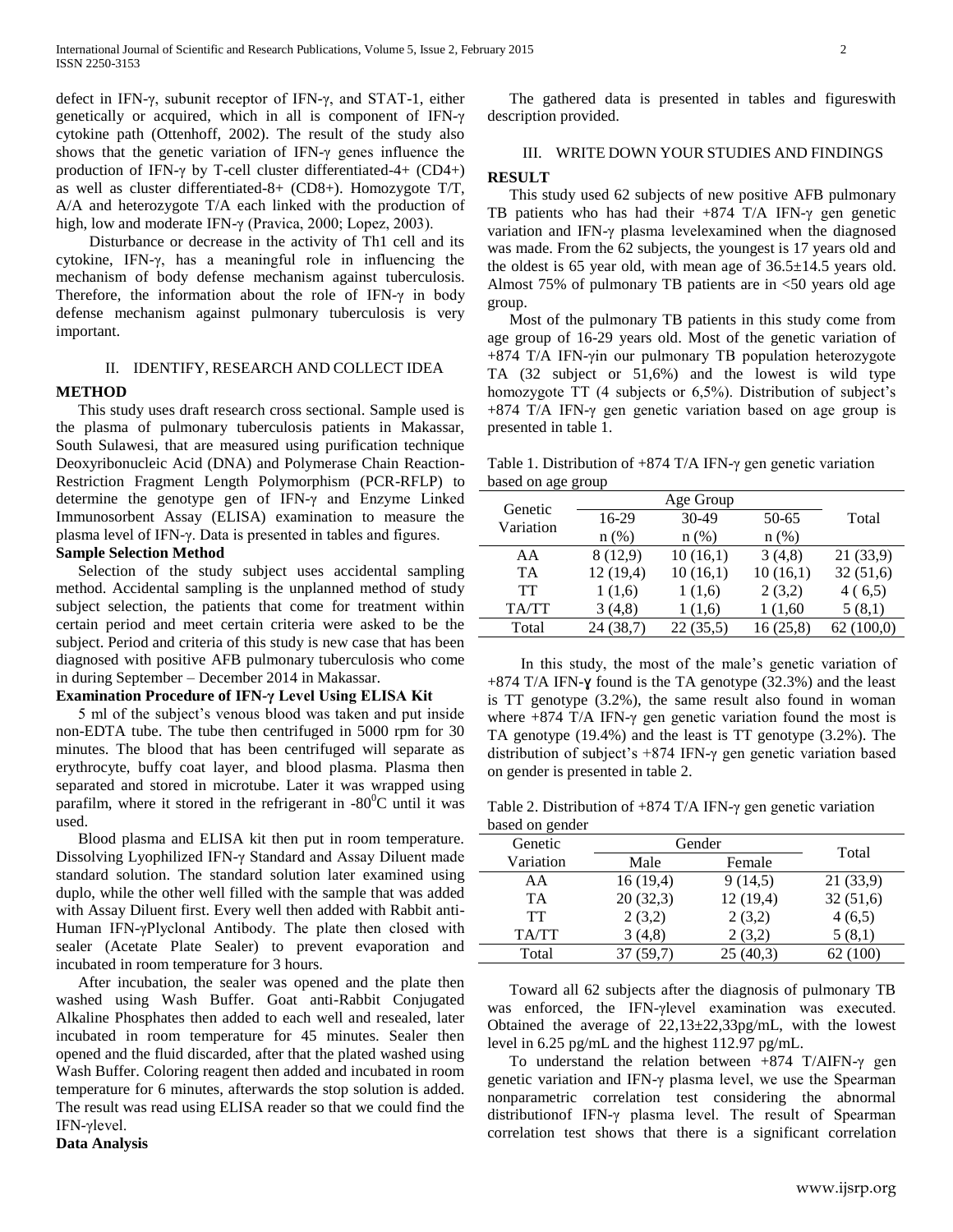defect in IFN-γ, subunit receptor of IFN-γ, and STAT-1, either genetically or acquired, which in all is component of IFN-γ cytokine path (Ottenhoff, 2002). The result of the study also shows that the genetic variation of IFN-γ genes influence the production of IFN-γ by T-cell cluster differentiated-4+ (CD4+) as well as cluster differentiated-8+ (CD8+). Homozygote T/T, A/A and heterozygote T/A each linked with the production of high, low and moderate IFN-γ (Pravica, 2000; Lopez, 2003).

Disturbance or decrease in the activity of Th1 cell and its cytokine, IFN-γ, has a meaningful role in influencing the mechanism of body defense mechanism against tuberculosis. Therefore, the information about the role of IFN-γ in body defense mechanism against pulmonary tuberculosis is very important.

## II. IDENTIFY, RESEARCH AND COLLECT IDEA

### METHOD

This study uses draft research cross sectional. Sample used is the plasma of pulmonary tuberculosis patients in Makassar, South Sulawesi, that are measured using purification technique Deoxyribonucleic Acid (DNA) and Polymerase Chain Reaction-Restriction Fragment Length Polymorphism (PCR-RFLP) to determine the genotype gen of IFN-γ and Enzyme Linked Immunosorbent Assay (ELISA) examination to measure the plasma level of IFN-γ. Data is presented in tables and figures.

**Sample Selection Method**

Selection of the study subject uses accidental sampling method. Accidental sampling is the unplanned method of study subject selection, the patients that come for treatment within certain period and meet certain criteria were asked to be the subject. Period and criteria of this study is new case that has been diagnosed with positive AFB pulmonary tuberculosis who come in during September – December 2014 in Makassar.

**Examination Procedure of IFN-γ Level Using ELISA Kit**

5 ml of the subject's venous blood was taken and put inside non-EDTA tube. The tube then centrifuged in 5000 rpm for 30 minutes. The blood that has been centrifuged will separate as erythrocyte, buffy coat layer, and blood plasma. Plasma then separated and stored in microtube. Later it was wrapped using parafilm, where it stored in the refrigerant in -80$^0$C until it was used.

Blood plasma and ELISA kit then put in room temperature. Dissolving Lyophilized IFN-γ Standard and Assay Diluent made standard solution. The standard solution later examined using duplo, while the other well filled with the sample that was added with Assay Diluent first. Every well then added with Rabbit anti-Human IFN-γPlyclonal Antibody. The plate then closed with sealer (Acetate Plate Sealer) to prevent evaporation and incubated in room temperature for 3 hours.

After incubation, the sealer was opened and the plate then washed using Wash Buffer. Goat anti-Rabbit Conjugated Alkaline Phosphates then added to each well and resealed, later incubated in room temperature for 45 minutes. Sealer then opened and the fluid discarded, after that the plated washed using Wash Buffer. Coloring reagent then added and incubated in room temperature for 6 minutes, afterwards the stop solution is added. The result was read using ELISA reader so that we could find the IFN-γlevel.

**Data Analysis**

The gathered data is presented in tables and figureswith description provided.

## III. WRITE DOWN YOUR STUDIES AND FINDINGS

### RESULT

This study used 62 subjects of new positive AFB pulmonary TB patients who has had their +874 T/A IFN-γ gen genetic variation and IFN-γ plasma levelexamined when the diagnosed was made. From the 62 subjects, the youngest is 17 years old and the oldest is 65 year old, with mean age of 36.5±14.5 years old. Almost 75% of pulmonary TB patients are in <50 years old age group.

Most of the pulmonary TB patients in this study come from age group of 16-29 years old. Most of the genetic variation of +874 T/A IFN-γin our pulmonary TB population heterozygote TA (32 subject or 51,6%) and the lowest is wild type homozygote TT (4 subjects or 6,5%). Distribution of subject's +874 T/A IFN-γ gen genetic variation based on age group is presented in table 1.

Table 1. Distribution of +874 T/A IFN-γ gen genetic variation based on age group

| Genetic Variation | Age Group | | | Total |
|---|---|---|---|---|
| | 16-29 n (%) | 30-49 n (%) | 50-65 n (%) | |
| AA | 8 (12,9) | 10 (16,1) | 3 (4,8) | 21 (33,9) |
| TA | 12 (19,4) | 10 (16,1) | 10 (16,1) | 32 (51,6) |
| TT | 1 (1,6) | 1 (1,6) | 2 (3,2) | 4 ( 6,5) |
| TA/TT | 3 (4,8) | 1 (1,6) | 1 (1,60 | 5 (8,1) |
| Total | 24 (38,7) | 22 (35,5) | 16 (25,8) | 62 (100,0) |

In this study, the most of the male's genetic variation of +874 T/A IFN-ɣ found is the TA genotype (32.3%) and the least is TT genotype (3.2%), the same result also found in woman where +874 T/A IFN-γ gen genetic variation found the most is TA genotype (19.4%) and the least is TT genotype (3.2%). The distribution of subject's +874 IFN-γ gen genetic variation based on gender is presented in table 2.

Table 2. Distribution of +874 T/A IFN-γ gen genetic variation based on gender

| Genetic Variation | Gender | | Total |
|---|---|---|---|
| | Male | Female | |
| AA | 16 (19,4) | 9 (14,5) | 21 (33,9) |
| TA | 20 (32,3) | 12 (19,4) | 32 (51,6) |
| TT | 2 (3,2) | 2 (3,2) | 4 (6,5) |
| TA/TT | 3 (4,8) | 2 (3,2) | 5 (8,1) |
| Total | 37 (59,7) | 25 (40,3) | 62 (100) |

Toward all 62 subjects after the diagnosis of pulmonary TB was enforced, the IFN-γlevel examination was executed. Obtained the average of 22,13±22,33pg/mL, with the lowest level in 6.25 pg/mL and the highest 112.97 pg/mL.

To understand the relation between +874 T/AIFN-γ gen genetic variation and IFN-γ plasma level, we use the Spearman nonparametric correlation test considering the abnormal distributionof IFN-γ plasma level. The result of Spearman correlation test shows that there is a significant correlation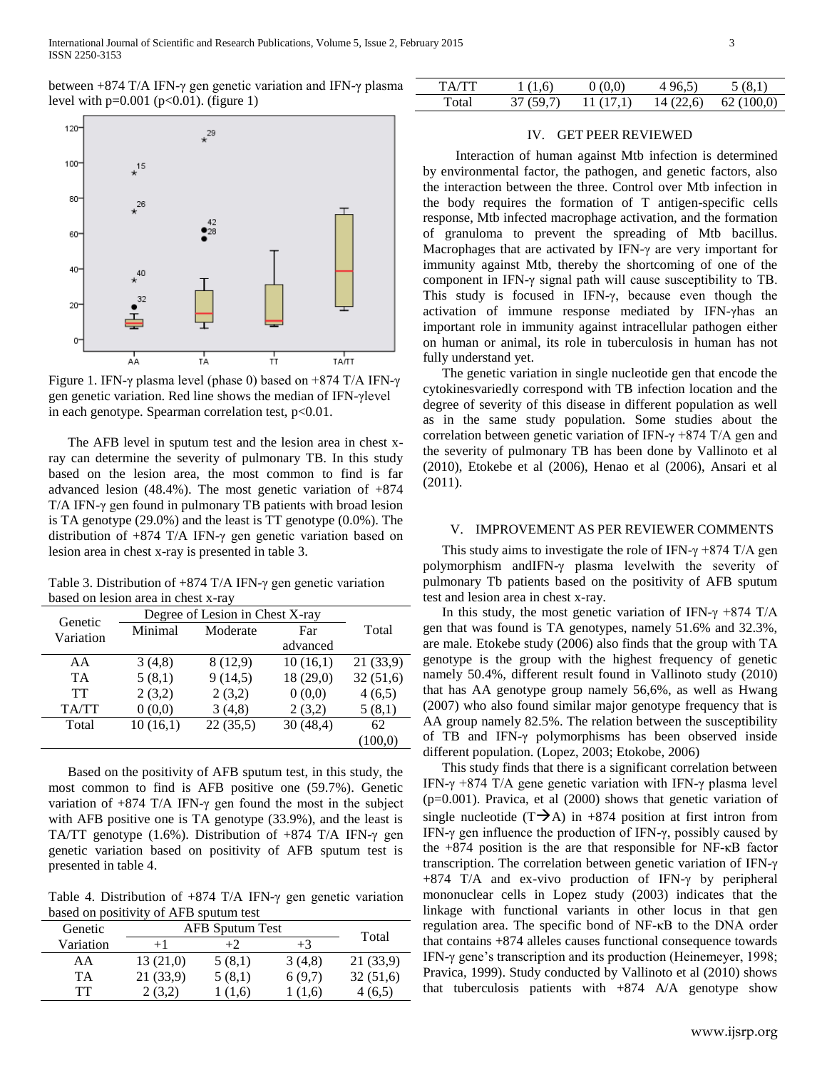between +874 T/A IFN-γ gen genetic variation and IFN-γ plasma level with p=0.001 (p<0.01). (figure 1)

Figure 1. IFN-γ plasma level (phase 0) based on +874 T/A IFN-γ gen genetic variation. Red line shows the median of IFN-γlevel in each genotype. Spearman correlation test, p<0.01.

The AFB level in sputum test and the lesion area in chest x-ray can determine the severity of pulmonary TB. In this study based on the lesion area, the most common to find is far advanced lesion (48.4%). The most genetic variation of +874 T/A IFN-γ gen found in pulmonary TB patients with broad lesion is TA genotype (29.0%) and the least is TT genotype (0.0%). The distribution of +874 T/A IFN-γ gen genetic variation based on lesion area in chest x-ray is presented in table 3.

Table 3. Distribution of +874 T/A IFN-γ gen genetic variation based on lesion area in chest x-ray

| Genetic Variation | Degree of Lesion in Chest X-ray | | | Total |
|---|---|---|---|---|
| | Minimal | Moderate | Far advanced | |
| AA | 3 (4,8) | 8 (12,9) | 10 (16,1) | 21 (33,9) |
| TA | 5 (8,1) | 9 (14,5) | 18 (29,0) | 32 (51,6) |
| TT | 2 (3,2) | 2 (3,2) | 0 (0,0) | 4 (6,5) |
| TA/TT | 0 (0,0) | 3 (4,8) | 2 (3,2) | 5 (8,1) |
| Total | 10 (16,1) | 22 (35,5) | 30 (48,4) | 62 (100,0) |

Based on the positivity of AFB sputum test, in this study, the most common to find is AFB positive one (59.7%). Genetic variation of +874 T/A IFN-γ gen found the most in the subject with AFB positive one is TA genotype (33.9%), and the least is TA/TT genotype (1.6%). Distribution of +874 T/A IFN-γ gen genetic variation based on positivity of AFB sputum test is presented in table 4.

Table 4. Distribution of +874 T/A IFN-γ gen genetic variation based on positivity of AFB sputum test

| Genetic Variation | AFB Sputum Test | | | Total |
|---|---|---|---|---|
| | +1 | +2 | +3 | |
| AA | 13 (21,0) | 5 (8,1) | 3 (4,8) | 21 (33,9) |
| TA | 21 (33,9) | 5 (8,1) | 6 (9,7) | 32 (51,6) |
| TT | 2 (3,2) | 1 (1,6) | 1 (1,6) | 4 (6,5) |
| TA/TT | 1 (1,6) | 0 (0,0) | 4 96,5) | 5 (8,1) |
| Total | 37 (59,7) | 11 (17,1) | 14 (22,6) | 62 (100,0) |

## IV. GET PEER REVIEWED

Interaction of human against Mtb infection is determined by environmental factor, the pathogen, and genetic factors, also the interaction between the three. Control over Mtb infection in the body requires the formation of T antigen-specific cells response, Mtb infected macrophage activation, and the formation of granuloma to prevent the spreading of Mtb bacillus. Macrophages that are activated by IFN-γ are very important for immunity against Mtb, thereby the shortcoming of one of the component in IFN-γ signal path will cause susceptibility to TB. This study is focused in IFN-γ, because even though the activation of immune response mediated by IFN-γhas an important role in immunity against intracellular pathogen either on human or animal, its role in tuberculosis in human has not fully understand yet.

The genetic variation in single nucleotide gen that encode the cytokinesvariedly correspond with TB infection location and the degree of severity of this disease in different population as well as in the same study population. Some studies about the correlation between genetic variation of IFN-γ +874 T/A gen and the severity of pulmonary TB has been done by Vallinoto et al (2010), Etokebe et al (2006), Henao et al (2006), Ansari et al (2011).

## V. IMPROVEMENT AS PER REVIEWER COMMENTS

This study aims to investigate the role of IFN-γ +874 T/A gen polymorphism andIFN-γ plasma levelwith the severity of pulmonary Tb patients based on the positivity of AFB sputum test and lesion area in chest x-ray.

In this study, the most genetic variation of IFN-γ +874 T/A gen that was found is TA genotypes, namely 51.6% and 32.3%, are male. Etokebe study (2006) also finds that the group with TA genotype is the group with the highest frequency of genetic namely 50.4%, different result found in Vallinoto study (2010) that has AA genotype group namely 56,6%, as well as Hwang (2007) who also found similar major genotype frequency that is AA group namely 82.5%. The relation between the susceptibility of TB and IFN-γ polymorphisms has been observed inside different population. (Lopez, 2003; Etokobe, 2006)

This study finds that there is a significant correlation between IFN-γ +874 T/A gene genetic variation with IFN-γ plasma level (p=0.001). Pravica, et al (2000) shows that genetic variation of single nucleotide (T→A) in +874 position at first intron from IFN-γ gen influence the production of IFN-γ, possibly caused by the +874 position is the are that responsible for NF-κB factor transcription. The correlation between genetic variation of IFN-γ +874 T/A and ex-vivo production of IFN-γ by peripheral mononuclear cells in Lopez study (2003) indicates that the linkage with functional variants in other locus in that gen regulation area. The specific bond of NF-κB to the DNA order that contains +874 alleles causes functional consequence towards IFN-γ gene's transcription and its production (Heinemeyer, 1998; Pravica, 1999). Study conducted by Vallinoto et al (2010) shows that tuberculosis patients with +874 A/A genotype show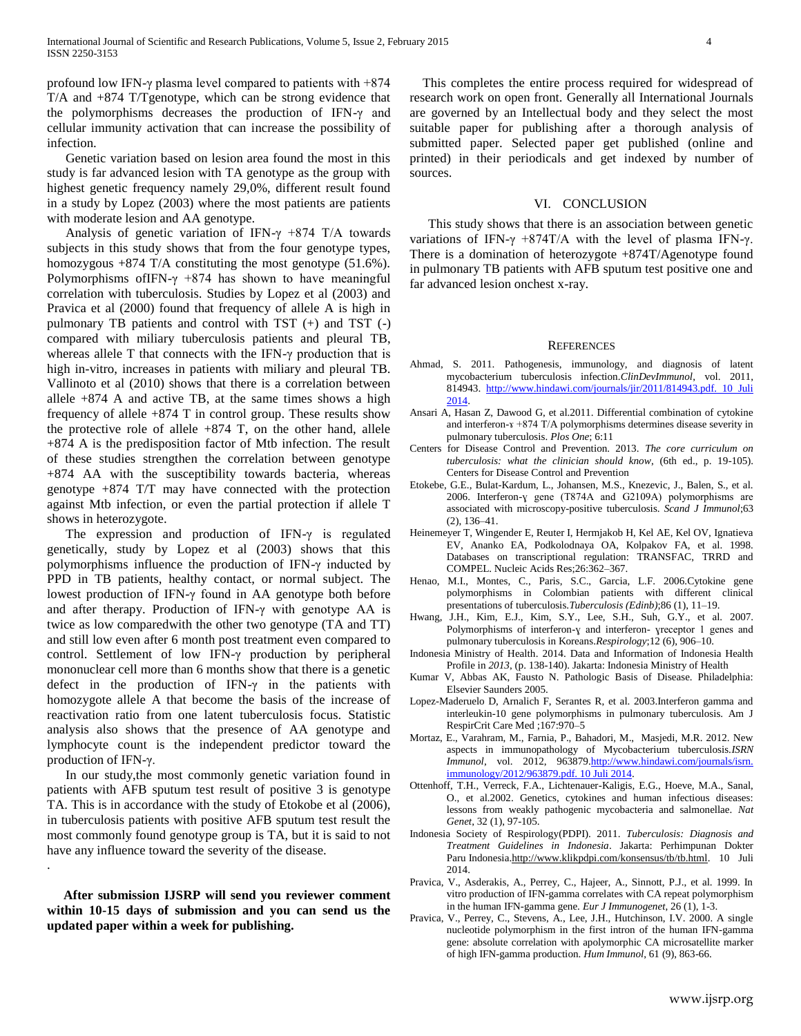profound low IFN-γ plasma level compared to patients with +874 T/A and +874 T/Tgenotype, which can be strong evidence that the polymorphisms decreases the production of IFN-γ and cellular immunity activation that can increase the possibility of infection.

Genetic variation based on lesion area found the most in this study is far advanced lesion with TA genotype as the group with highest genetic frequency namely 29,0%, different result found in a study by Lopez (2003) where the most patients are patients with moderate lesion and AA genotype.

Analysis of genetic variation of IFN-γ +874 T/A towards subjects in this study shows that from the four genotype types, homozygous +874 T/A constituting the most genotype (51.6%). Polymorphisms ofIFN-γ +874 has shown to have meaningful correlation with tuberculosis. Studies by Lopez et al (2003) and Pravica et al (2000) found that frequency of allele A is high in pulmonary TB patients and control with TST (+) and TST (-) compared with miliary tuberculosis patients and pleural TB, whereas allele T that connects with the IFN-γ production that is high in-vitro, increases in patients with miliary and pleural TB. Vallinoto et al (2010) shows that there is a correlation between allele +874 A and active TB, at the same times shows a high frequency of allele +874 T in control group. These results show the protective role of allele +874 T, on the other hand, allele +874 A is the predisposition factor of Mtb infection. The result of these studies strengthen the correlation between genotype +874 AA with the susceptibility towards bacteria, whereas genotype +874 T/T may have connected with the protection against Mtb infection, or even the partial protection if allele T shows in heterozygote.

The expression and production of IFN-γ is regulated genetically, study by Lopez et al (2003) shows that this polymorphisms influence the production of IFN-γ inducted by PPD in TB patients, healthy contact, or normal subject. The lowest production of IFN-γ found in AA genotype both before and after therapy. Production of IFN-γ with genotype AA is twice as low comparedwith the other two genotype (TA and TT) and still low even after 6 month post treatment even compared to control. Settlement of low IFN-γ production by peripheral mononuclear cell more than 6 months show that there is a genetic defect in the production of IFN-γ in the patients with homozygote allele A that become the basis of the increase of reactivation ratio from one latent tuberculosis focus. Statistic analysis also shows that the presence of AA genotype and lymphocyte count is the independent predictor toward the production of IFN-γ.

In our study,the most commonly genetic variation found in patients with AFB sputum test result of positive 3 is genotype TA. This is in accordance with the study of Etokobe et al (2006), in tuberculosis patients with positive AFB sputum test result the most commonly found genotype group is TA, but it is said to not have any influence toward the severity of the disease.

.

**After submission IJSRP will send you reviewer comment within 10-15 days of submission and you can send us the updated paper within a week for publishing.**

This completes the entire process required for widespread of research work on open front. Generally all International Journals are governed by an Intellectual body and they select the most suitable paper for publishing after a thorough analysis of submitted paper. Selected paper get published (online and printed) in their periodicals and get indexed by number of sources.

## VI. Conclusion

This study shows that there is an association between genetic variations of IFN-γ +874T/A with the level of plasma IFN-γ. There is a domination of heterozygote +874T/Agenotype found in pulmonary TB patients with AFB sputum test positive one and far advanced lesion onchest x-ray.

## References

- Ahmad, S. 2011. Pathogenesis, immunology, and diagnosis of latent mycobacterium tuberculosis infection.*ClinDevImmunol*, vol. 2011, 814943. http://www.hindawi.com/journals/jir/2011/814943.pdf. 10 Juli 2014.
- Ansari A, Hasan Z, Dawood G, et al.2011. Differential combination of cytokine and interferon-ɤ +874 T/A polymorphisms determines disease severity in pulmonary tuberculosis. *Plos One*; 6:11
- Centers for Disease Control and Prevention. 2013. *The core curriculum on tuberculosis: what the clinician should know*, (6th ed., p. 19-105). Centers for Disease Control and Prevention
- Etokebe, G.E., Bulat-Kardum, L., Johansen, M.S., Knezevic, J., Balen, S., et al. 2006. Interferon-ɣ gene (T874A and G2109A) polymorphisms are associated with microscopy-positive tuberculosis. *Scand J Immunol*;63 (2), 136–41.
- Heinemeyer T, Wingender E, Reuter I, Hermjakob H, Kel AE, Kel OV, Ignatieva EV, Ananko EA, Podkolodnaya OA, Kolpakov FA, et al. 1998. Databases on transcriptional regulation: TRANSFAC, TRRD and COMPEL. Nucleic Acids Res;26:362–367.
- Henao, M.I., Montes, C., Paris, S.C., Garcia, L.F. 2006.Cytokine gene polymorphisms in Colombian patients with different clinical presentations of tuberculosis.*Tuberculosis (Edinb)*;86 (1), 11–19.
- Hwang, J.H., Kim, E.J., Kim, S.Y., Lee, S.H., Suh, G.Y., et al. 2007. Polymorphisms of interferon-ɣ and interferon- ɣreceptor 1 genes and pulmonary tuberculosis in Koreans.*Respirology*;12 (6), 906–10.
- Indonesia Ministry of Health. 2014. Data and Information of Indonesia Health Profile in *2013*, (p. 138-140). Jakarta: Indonesia Ministry of Health
- Kumar V, Abbas AK, Fausto N. Pathologic Basis of Disease. Philadelphia: Elsevier Saunders 2005.
- Lopez-Maderuelo D, Arnalich F, Serantes R, et al. 2003.Interferon gamma and interleukin-10 gene polymorphisms in pulmonary tuberculosis. Am J RespirCrit Care Med ;167:970–5
- Mortaz, E., Varahram, M., Farnia, P., Bahadori, M., Masjedi, M.R. 2012. New aspects in immunopathology of Mycobacterium tuberculosis.*ISRN Immunol*, vol. 2012, 963879.http://www.hindawi.com/journals/isrn.immunology/2012/963879.pdf. 10 Juli 2014.
- Ottenhoff, T.H., Verreck, F.A., Lichtenauer-Kaligis, E.G., Hoeve, M.A., Sanal, O., et al.2002. Genetics, cytokines and human infectious diseases: lessons from weakly pathogenic mycobacteria and salmonellae. *Nat Genet*, 32 (1), 97-105.
- Indonesia Society of Respirology(PDPI). 2011. *Tuberculosis: Diagnosis and Treatment Guidelines in Indonesia*. Jakarta: Perhimpunan Dokter Paru Indonesia.http://www.klikpdpi.com/konsensus/tb/tb.html. 10 Juli 2014.
- Pravica, V., Asderakis, A., Perrey, C., Hajeer, A., Sinnott, P.J., et al. 1999. In vitro production of IFN-gamma correlates with CA repeat polymorphism in the human IFN-gamma gene. *Eur J Immunogenet*, 26 (1), 1-3.
- Pravica, V., Perrey, C., Stevens, A., Lee, J.H., Hutchinson, I.V. 2000. A single nucleotide polymorphism in the first intron of the human IFN-gamma gene: absolute correlation with apolymorphic CA microsatellite marker of high IFN-gamma production. *Hum Immunol*, 61 (9), 863-66.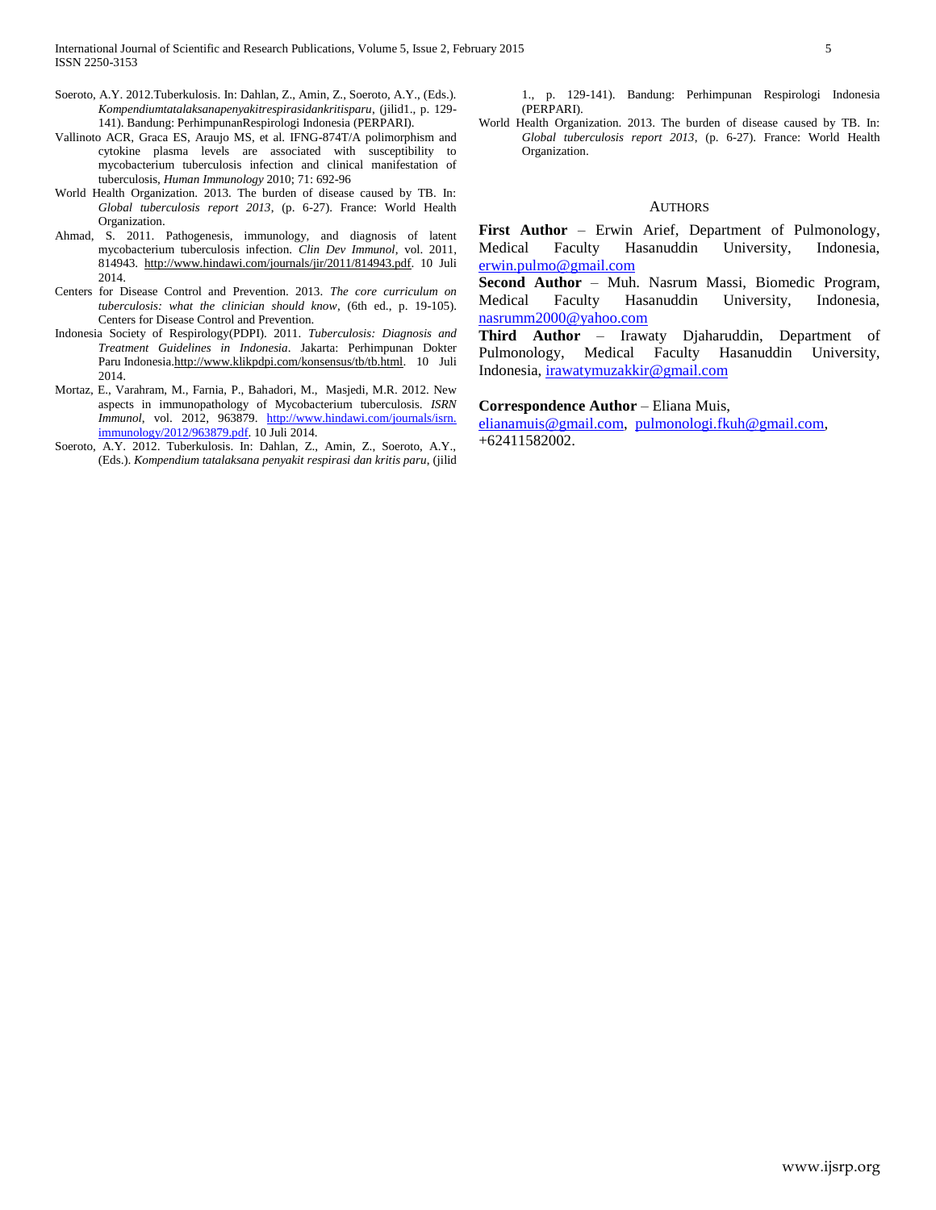Soeroto, A.Y. 2012.Tuberkulosis. In: Dahlan, Z., Amin, Z., Soeroto, A.Y., (Eds.). *Kompendiumtatalaksanapenyakitrespirasidankritisparu*, (jilid1., p. 129-141). Bandung: PerhimpunanRespirologi Indonesia (PERPARI).

Vallinoto ACR, Graca ES, Araujo MS, et al. IFNG-874T/A polimorphism and cytokine plasma levels are associated with susceptibility to mycobacterium tuberculosis infection and clinical manifestation of tuberculosis, *Human Immunology* 2010; 71: 692-96

World Health Organization. 2013. The burden of disease caused by TB. In: *Global tuberculosis report 2013*, (p. 6-27). France: World Health Organization.

Ahmad, S. 2011. Pathogenesis, immunology, and diagnosis of latent mycobacterium tuberculosis infection. *Clin Dev Immunol*, vol. 2011, 814943. http://www.hindawi.com/journals/jir/2011/814943.pdf. 10 Juli 2014.

Centers for Disease Control and Prevention. 2013. *The core curriculum on tuberculosis: what the clinician should know*, (6th ed., p. 19-105). Centers for Disease Control and Prevention.

Indonesia Society of Respirology(PDPI). 2011. *Tuberculosis: Diagnosis and Treatment Guidelines in Indonesia*. Jakarta: Perhimpunan Dokter Paru Indonesia.http://www.klikpdpi.com/konsensus/tb/tb.html. 10 Juli 2014.

Mortaz, E., Varahram, M., Farnia, P., Bahadori, M., Masjedi, M.R. 2012. New aspects in immunopathology of Mycobacterium tuberculosis. *ISRN Immunol*, vol. 2012, 963879. http://www.hindawi.com/journals/isrn.immunology/2012/963879.pdf. 10 Juli 2014.

Soeroto, A.Y. 2012. Tuberkulosis. In: Dahlan, Z., Amin, Z., Soeroto, A.Y., (Eds.). *Kompendium tatalaksana penyakit respirasi dan kritis paru*, (jilid 1., p. 129-141). Bandung: Perhimpunan Respirologi Indonesia (PERPARI).

World Health Organization. 2013. The burden of disease caused by TB. In: *Global tuberculosis report 2013*, (p. 6-27). France: World Health Organization.

## AUTHORS

**First Author** – Erwin Arief, Department of Pulmonology, Medical Faculty Hasanuddin University, Indonesia, erwin.pulmo@gmail.com

**Second Author** – Muh. Nasrum Massi, Biomedic Program, Medical Faculty Hasanuddin University, Indonesia, nasrumm2000@yahoo.com

**Third Author** – Irawaty Djaharuddin, Department of Pulmonology, Medical Faculty Hasanuddin University, Indonesia, irawatymuzakkir@gmail.com

**Correspondence Author** – Eliana Muis, elianamuis@gmail.com, pulmonologi.fkuh@gmail.com, +62411582002.